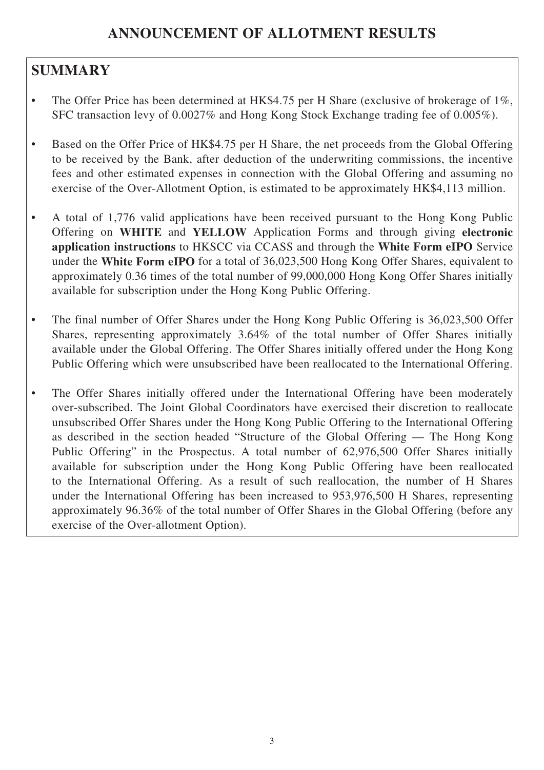# ANNOUNCEMENT OF ALLOTMENT RESULTS

## SUMMARY

- The Offer Price has been determined at HK$4.75 per H Share (exclusive of brokerage of 1%, SFC transaction levy of 0.0027% and Hong Kong Stock Exchange trading fee of 0.005%).
- Based on the Offer Price of HK$4.75 per H Share, the net proceeds from the Global Offering to be received by the Bank, after deduction of the underwriting commissions, the incentive fees and other estimated expenses in connection with the Global Offering and assuming no exercise of the Over-Allotment Option, is estimated to be approximately HK$4,113 million.
- A total of 1,776 valid applications have been received pursuant to the Hong Kong Public Offering on **WHITE** and **YELLOW** Application Forms and through giving **electronic application instructions** to HKSCC via CCASS and through the **White Form eIPO** Service under the **White Form eIPO** for a total of 36,023,500 Hong Kong Offer Shares, equivalent to approximately 0.36 times of the total number of 99,000,000 Hong Kong Offer Shares initially available for subscription under the Hong Kong Public Offering.
- The final number of Offer Shares under the Hong Kong Public Offering is 36,023,500 Offer Shares, representing approximately 3.64% of the total number of Offer Shares initially available under the Global Offering. The Offer Shares initially offered under the Hong Kong Public Offering which were unsubscribed have been reallocated to the International Offering.
- The Offer Shares initially offered under the International Offering have been moderately over-subscribed. The Joint Global Coordinators have exercised their discretion to reallocate unsubscribed Offer Shares under the Hong Kong Public Offering to the International Offering as described in the section headed "Structure of the Global Offering — The Hong Kong Public Offering" in the Prospectus. A total number of 62,976,500 Offer Shares initially available for subscription under the Hong Kong Public Offering have been reallocated to the International Offering. As a result of such reallocation, the number of H Shares under the International Offering has been increased to 953,976,500 H Shares, representing approximately 96.36% of the total number of Offer Shares in the Global Offering (before any exercise of the Over-allotment Option).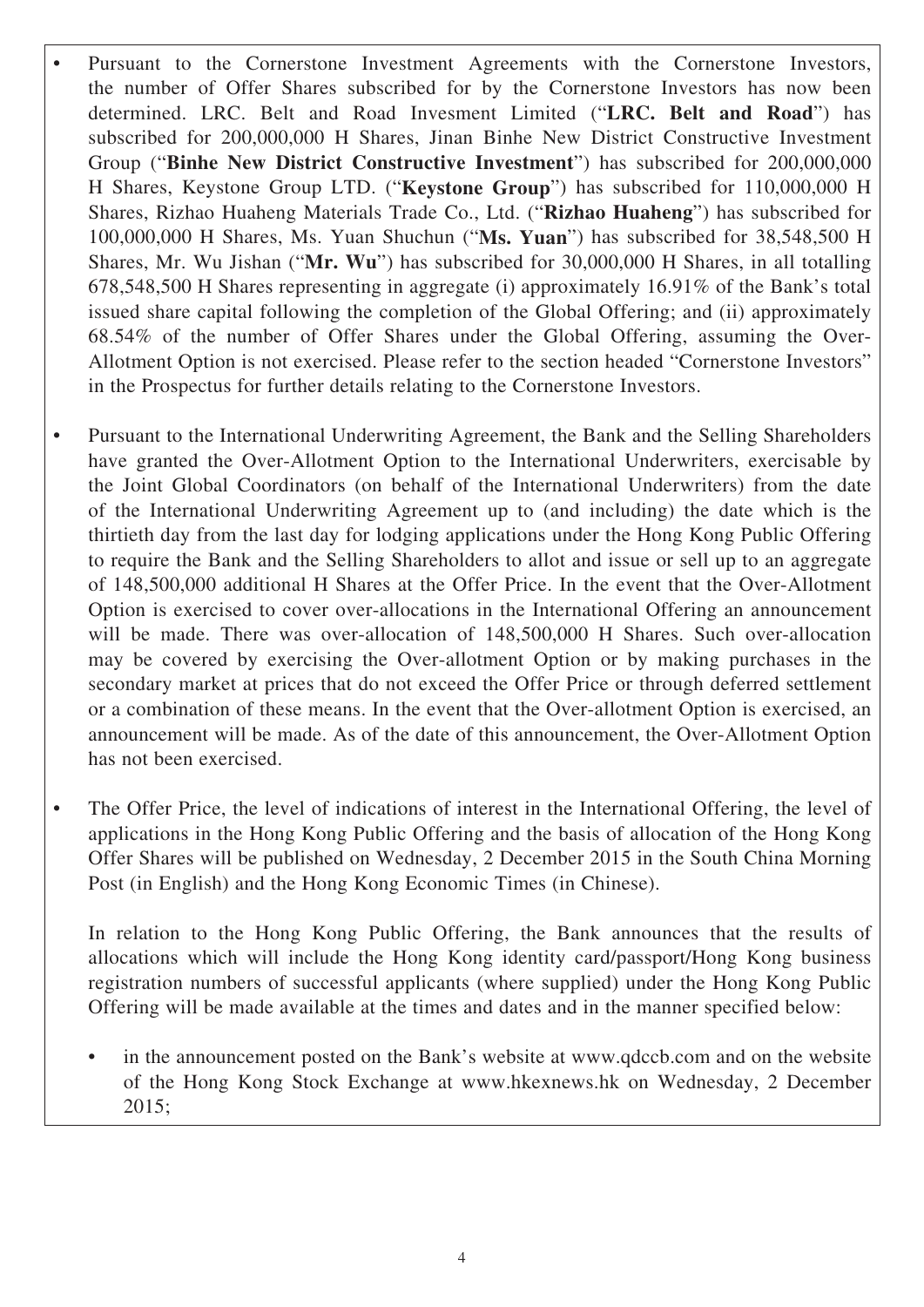- Pursuant to the Cornerstone Investment Agreements with the Cornerstone Investors, the number of Offer Shares subscribed for by the Cornerstone Investors has now been determined. LRC. Belt and Road Invesment Limited ("**LRC. Belt and Road**") has subscribed for 200,000,000 H Shares, Jinan Binhe New District Constructive Investment Group ("**Binhe New District Constructive Investment**") has subscribed for 200,000,000 H Shares, Keystone Group LTD. ("**Keystone Group**") has subscribed for 110,000,000 H Shares, Rizhao Huaheng Materials Trade Co., Ltd. ("**Rizhao Huaheng**") has subscribed for 100,000,000 H Shares, Ms. Yuan Shuchun ("**Ms. Yuan**") has subscribed for 38,548,500 H Shares, Mr. Wu Jishan ("**Mr. Wu**") has subscribed for 30,000,000 H Shares, in all totalling 678,548,500 H Shares representing in aggregate (i) approximately 16.91% of the Bank's total issued share capital following the completion of the Global Offering; and (ii) approximately 68.54% of the number of Offer Shares under the Global Offering, assuming the Over-Allotment Option is not exercised. Please refer to the section headed "Cornerstone Investors" in the Prospectus for further details relating to the Cornerstone Investors.

- Pursuant to the International Underwriting Agreement, the Bank and the Selling Shareholders have granted the Over-Allotment Option to the International Underwriters, exercisable by the Joint Global Coordinators (on behalf of the International Underwriters) from the date of the International Underwriting Agreement up to (and including) the date which is the thirtieth day from the last day for lodging applications under the Hong Kong Public Offering to require the Bank and the Selling Shareholders to allot and issue or sell up to an aggregate of 148,500,000 additional H Shares at the Offer Price. In the event that the Over-Allotment Option is exercised to cover over-allocations in the International Offering an announcement will be made. There was over-allocation of 148,500,000 H Shares. Such over-allocation may be covered by exercising the Over-allotment Option or by making purchases in the secondary market at prices that do not exceed the Offer Price or through deferred settlement or a combination of these means. In the event that the Over-allotment Option is exercised, an announcement will be made. As of the date of this announcement, the Over-Allotment Option has not been exercised.

- The Offer Price, the level of indications of interest in the International Offering, the level of applications in the Hong Kong Public Offering and the basis of allocation of the Hong Kong Offer Shares will be published on Wednesday, 2 December 2015 in the South China Morning Post (in English) and the Hong Kong Economic Times (in Chinese).

  In relation to the Hong Kong Public Offering, the Bank announces that the results of allocations which will include the Hong Kong identity card/passport/Hong Kong business registration numbers of successful applicants (where supplied) under the Hong Kong Public Offering will be made available at the times and dates and in the manner specified below:

  - in the announcement posted on the Bank's website at www.qdccb.com and on the website of the Hong Kong Stock Exchange at www.hkexnews.hk on Wednesday, 2 December 2015;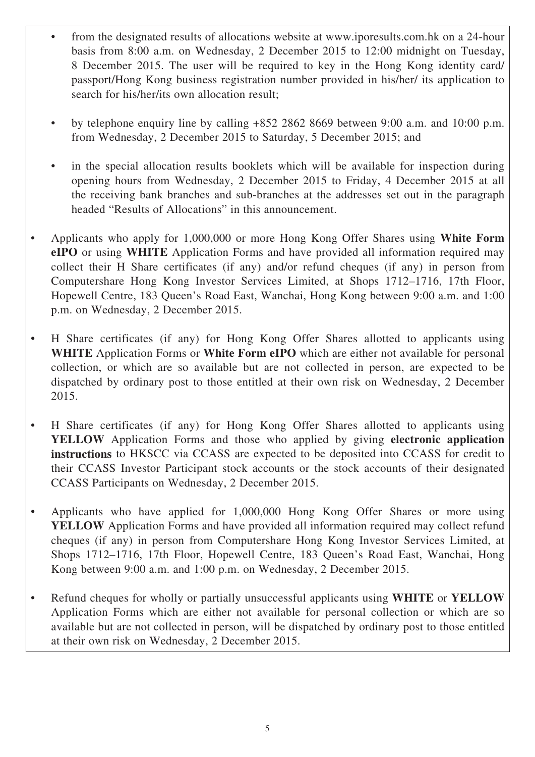- from the designated results of allocations website at www.iporesults.com.hk on a 24-hour basis from 8:00 a.m. on Wednesday, 2 December 2015 to 12:00 midnight on Tuesday, 8 December 2015. The user will be required to key in the Hong Kong identity card/ passport/Hong Kong business registration number provided in his/her/ its application to search for his/her/its own allocation result;
- by telephone enquiry line by calling +852 2862 8669 between 9:00 a.m. and 10:00 p.m. from Wednesday, 2 December 2015 to Saturday, 5 December 2015; and
- in the special allocation results booklets which will be available for inspection during opening hours from Wednesday, 2 December 2015 to Friday, 4 December 2015 at all the receiving bank branches and sub-branches at the addresses set out in the paragraph headed "Results of Allocations" in this announcement.

- Applicants who apply for 1,000,000 or more Hong Kong Offer Shares using **White Form eIPO** or using **WHITE** Application Forms and have provided all information required may collect their H Share certificates (if any) and/or refund cheques (if any) in person from Computershare Hong Kong Investor Services Limited, at Shops 1712–1716, 17th Floor, Hopewell Centre, 183 Queen's Road East, Wanchai, Hong Kong between 9:00 a.m. and 1:00 p.m. on Wednesday, 2 December 2015.
- H Share certificates (if any) for Hong Kong Offer Shares allotted to applicants using **WHITE** Application Forms or **White Form eIPO** which are either not available for personal collection, or which are so available but are not collected in person, are expected to be dispatched by ordinary post to those entitled at their own risk on Wednesday, 2 December 2015.
- H Share certificates (if any) for Hong Kong Offer Shares allotted to applicants using **YELLOW** Application Forms and those who applied by giving **electronic application instructions** to HKSCC via CCASS are expected to be deposited into CCASS for credit to their CCASS Investor Participant stock accounts or the stock accounts of their designated CCASS Participants on Wednesday, 2 December 2015.
- Applicants who have applied for 1,000,000 Hong Kong Offer Shares or more using **YELLOW** Application Forms and have provided all information required may collect refund cheques (if any) in person from Computershare Hong Kong Investor Services Limited, at Shops 1712–1716, 17th Floor, Hopewell Centre, 183 Queen's Road East, Wanchai, Hong Kong between 9:00 a.m. and 1:00 p.m. on Wednesday, 2 December 2015.
- Refund cheques for wholly or partially unsuccessful applicants using **WHITE** or **YELLOW** Application Forms which are either not available for personal collection or which are so available but are not collected in person, will be dispatched by ordinary post to those entitled at their own risk on Wednesday, 2 December 2015.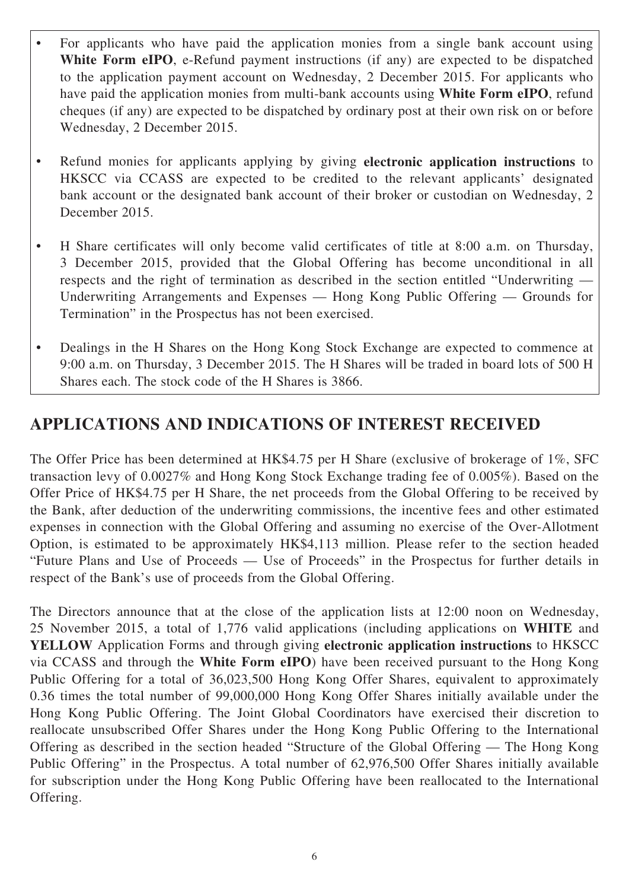- For applicants who have paid the application monies from a single bank account using **White Form eIPO**, e-Refund payment instructions (if any) are expected to be dispatched to the application payment account on Wednesday, 2 December 2015. For applicants who have paid the application monies from multi-bank accounts using **White Form eIPO**, refund cheques (if any) are expected to be dispatched by ordinary post at their own risk on or before Wednesday, 2 December 2015.

- Refund monies for applicants applying by giving **electronic application instructions** to HKSCC via CCASS are expected to be credited to the relevant applicants' designated bank account or the designated bank account of their broker or custodian on Wednesday, 2 December 2015.

- H Share certificates will only become valid certificates of title at 8:00 a.m. on Thursday, 3 December 2015, provided that the Global Offering has become unconditional in all respects and the right of termination as described in the section entitled "Underwriting — Underwriting Arrangements and Expenses — Hong Kong Public Offering — Grounds for Termination" in the Prospectus has not been exercised.

- Dealings in the H Shares on the Hong Kong Stock Exchange are expected to commence at 9:00 a.m. on Thursday, 3 December 2015. The H Shares will be traded in board lots of 500 H Shares each. The stock code of the H Shares is 3866.

## APPLICATIONS AND INDICATIONS OF INTEREST RECEIVED

The Offer Price has been determined at HK$4.75 per H Share (exclusive of brokerage of 1%, SFC transaction levy of 0.0027% and Hong Kong Stock Exchange trading fee of 0.005%). Based on the Offer Price of HK$4.75 per H Share, the net proceeds from the Global Offering to be received by the Bank, after deduction of the underwriting commissions, the incentive fees and other estimated expenses in connection with the Global Offering and assuming no exercise of the Over-Allotment Option, is estimated to be approximately HK$4,113 million. Please refer to the section headed "Future Plans and Use of Proceeds — Use of Proceeds" in the Prospectus for further details in respect of the Bank's use of proceeds from the Global Offering.

The Directors announce that at the close of the application lists at 12:00 noon on Wednesday, 25 November 2015, a total of 1,776 valid applications (including applications on **WHITE** and **YELLOW** Application Forms and through giving **electronic application instructions** to HKSCC via CCASS and through the **White Form eIPO**) have been received pursuant to the Hong Kong Public Offering for a total of 36,023,500 Hong Kong Offer Shares, equivalent to approximately 0.36 times the total number of 99,000,000 Hong Kong Offer Shares initially available under the Hong Kong Public Offering. The Joint Global Coordinators have exercised their discretion to reallocate unsubscribed Offer Shares under the Hong Kong Public Offering to the International Offering as described in the section headed "Structure of the Global Offering — The Hong Kong Public Offering" in the Prospectus. A total number of 62,976,500 Offer Shares initially available for subscription under the Hong Kong Public Offering have been reallocated to the International Offering.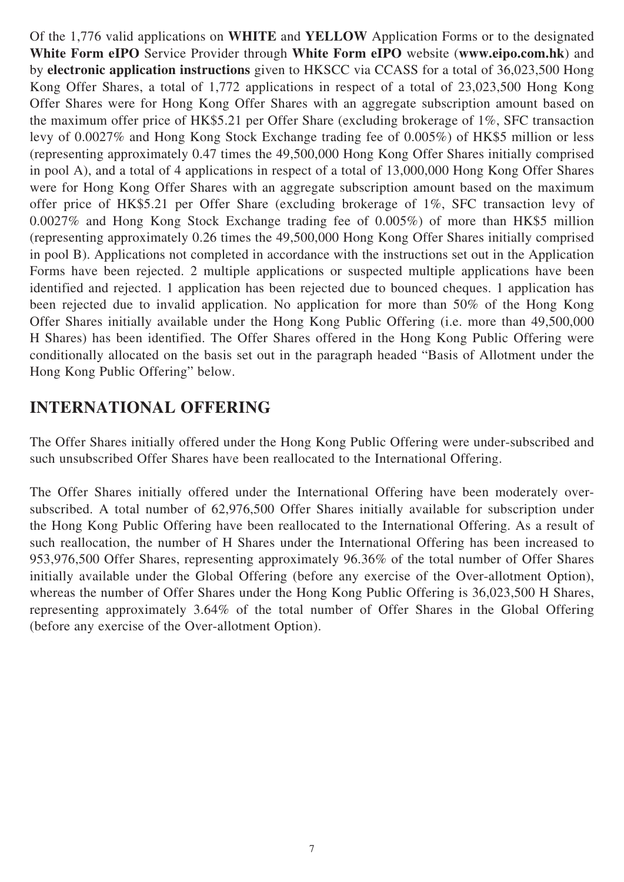Of the 1,776 valid applications on **WHITE** and **YELLOW** Application Forms or to the designated **White Form eIPO** Service Provider through **White Form eIPO** website (**www.eipo.com.hk**) and by **electronic application instructions** given to HKSCC via CCASS for a total of 36,023,500 Hong Kong Offer Shares, a total of 1,772 applications in respect of a total of 23,023,500 Hong Kong Offer Shares were for Hong Kong Offer Shares with an aggregate subscription amount based on the maximum offer price of HK$5.21 per Offer Share (excluding brokerage of 1%, SFC transaction levy of 0.0027% and Hong Kong Stock Exchange trading fee of 0.005%) of HK$5 million or less (representing approximately 0.47 times the 49,500,000 Hong Kong Offer Shares initially comprised in pool A), and a total of 4 applications in respect of a total of 13,000,000 Hong Kong Offer Shares were for Hong Kong Offer Shares with an aggregate subscription amount based on the maximum offer price of HK$5.21 per Offer Share (excluding brokerage of 1%, SFC transaction levy of 0.0027% and Hong Kong Stock Exchange trading fee of 0.005%) of more than HK$5 million (representing approximately 0.26 times the 49,500,000 Hong Kong Offer Shares initially comprised in pool B). Applications not completed in accordance with the instructions set out in the Application Forms have been rejected. 2 multiple applications or suspected multiple applications have been identified and rejected. 1 application has been rejected due to bounced cheques. 1 application has been rejected due to invalid application. No application for more than 50% of the Hong Kong Offer Shares initially available under the Hong Kong Public Offering (i.e. more than 49,500,000 H Shares) has been identified. The Offer Shares offered in the Hong Kong Public Offering were conditionally allocated on the basis set out in the paragraph headed "Basis of Allotment under the Hong Kong Public Offering" below.

## INTERNATIONAL OFFERING

The Offer Shares initially offered under the Hong Kong Public Offering were under-subscribed and such unsubscribed Offer Shares have been reallocated to the International Offering.

The Offer Shares initially offered under the International Offering have been moderately over-subscribed. A total number of 62,976,500 Offer Shares initially available for subscription under the Hong Kong Public Offering have been reallocated to the International Offering. As a result of such reallocation, the number of H Shares under the International Offering has been increased to 953,976,500 Offer Shares, representing approximately 96.36% of the total number of Offer Shares initially available under the Global Offering (before any exercise of the Over-allotment Option), whereas the number of Offer Shares under the Hong Kong Public Offering is 36,023,500 H Shares, representing approximately 3.64% of the total number of Offer Shares in the Global Offering (before any exercise of the Over-allotment Option).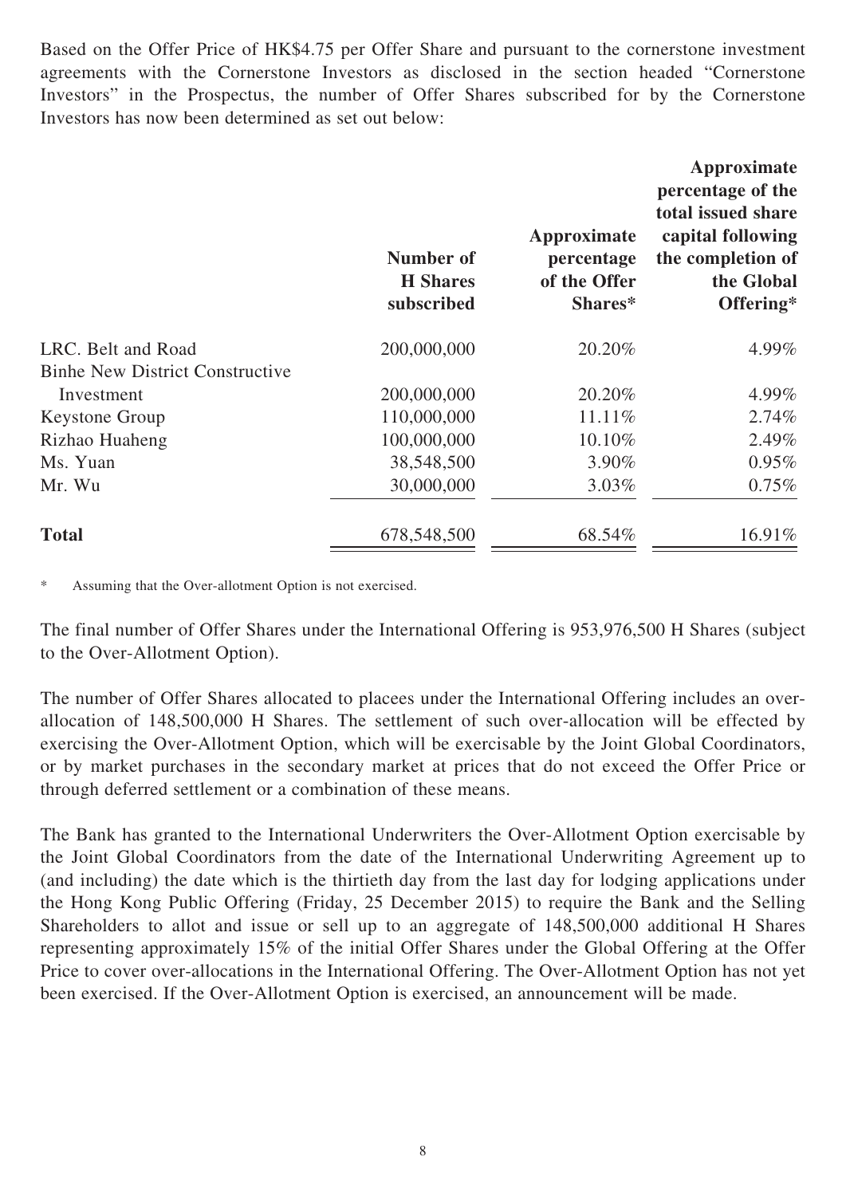Based on the Offer Price of HK$4.75 per Offer Share and pursuant to the cornerstone investment agreements with the Cornerstone Investors as disclosed in the section headed "Cornerstone Investors" in the Prospectus, the number of Offer Shares subscribed for by the Cornerstone Investors has now been determined as set out below:

| | Number of H Shares subscribed | Approximate percentage of the Offer Shares* | Approximate percentage of the total issued share capital following the completion of the Global Offering* |
|---|---|---|---|
| LRC. Belt and Road | 200,000,000 | 20.20% | 4.99% |
| Binhe New District Constructive Investment | 200,000,000 | 20.20% | 4.99% |
| Keystone Group | 110,000,000 | 11.11% | 2.74% |
| Rizhao Huaheng | 100,000,000 | 10.10% | 2.49% |
| Ms. Yuan | 38,548,500 | 3.90% | 0.95% |
| Mr. Wu | 30,000,000 | 3.03% | 0.75% |
| **Total** | 678,548,500 | 68.54% | 16.91% |

\* Assuming that the Over-allotment Option is not exercised.

The final number of Offer Shares under the International Offering is 953,976,500 H Shares (subject to the Over-Allotment Option).

The number of Offer Shares allocated to placees under the International Offering includes an over-allocation of 148,500,000 H Shares. The settlement of such over-allocation will be effected by exercising the Over-Allotment Option, which will be exercisable by the Joint Global Coordinators, or by market purchases in the secondary market at prices that do not exceed the Offer Price or through deferred settlement or a combination of these means.

The Bank has granted to the International Underwriters the Over-Allotment Option exercisable by the Joint Global Coordinators from the date of the International Underwriting Agreement up to (and including) the date which is the thirtieth day from the last day for lodging applications under the Hong Kong Public Offering (Friday, 25 December 2015) to require the Bank and the Selling Shareholders to allot and issue or sell up to an aggregate of 148,500,000 additional H Shares representing approximately 15% of the initial Offer Shares under the Global Offering at the Offer Price to cover over-allocations in the International Offering. The Over-Allotment Option has not yet been exercised. If the Over-Allotment Option is exercised, an announcement will be made.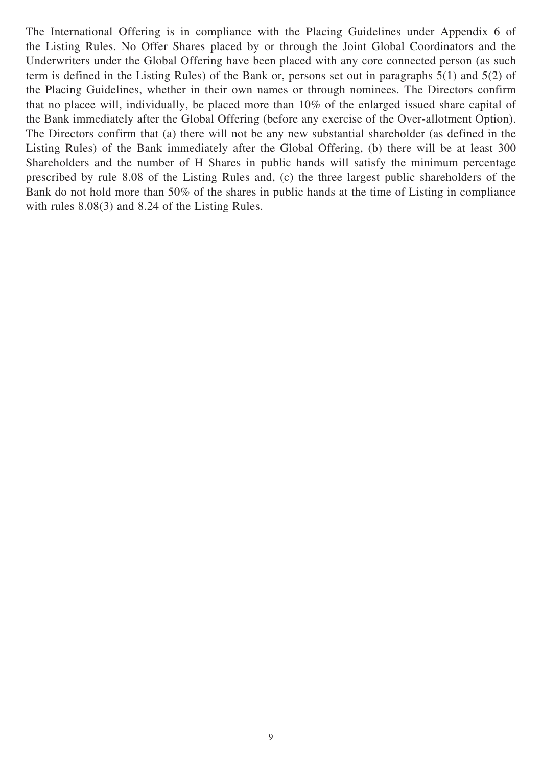The International Offering is in compliance with the Placing Guidelines under Appendix 6 of the Listing Rules. No Offer Shares placed by or through the Joint Global Coordinators and the Underwriters under the Global Offering have been placed with any core connected person (as such term is defined in the Listing Rules) of the Bank or, persons set out in paragraphs 5(1) and 5(2) of the Placing Guidelines, whether in their own names or through nominees. The Directors confirm that no placee will, individually, be placed more than 10% of the enlarged issued share capital of the Bank immediately after the Global Offering (before any exercise of the Over-allotment Option). The Directors confirm that (a) there will not be any new substantial shareholder (as defined in the Listing Rules) of the Bank immediately after the Global Offering, (b) there will be at least 300 Shareholders and the number of H Shares in public hands will satisfy the minimum percentage prescribed by rule 8.08 of the Listing Rules and, (c) the three largest public shareholders of the Bank do not hold more than 50% of the shares in public hands at the time of Listing in compliance with rules 8.08(3) and 8.24 of the Listing Rules.